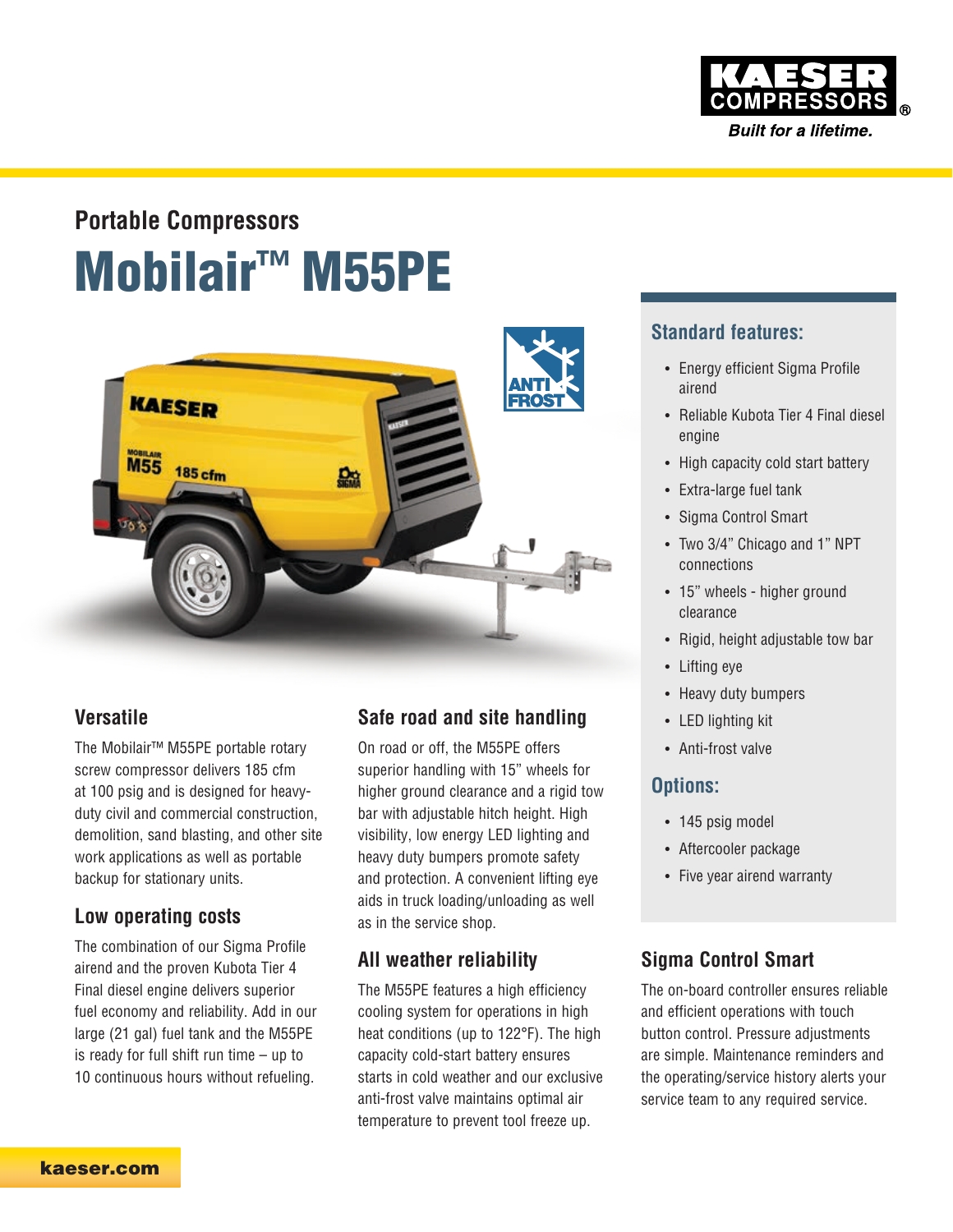KAESER COMPRESSORS®

*Built for a lifetime.*

## Portable Compressors

# Mobilair™ M55PE

### Standard features:

- Energy efficient Sigma Profile airend
- Reliable Kubota Tier 4 Final diesel engine
- High capacity cold start battery
- Extra-large fuel tank
- Sigma Control Smart
- Two 3/4" Chicago and 1" NPT connections
- 15" wheels - higher ground clearance
- Rigid, height adjustable tow bar
- Lifting eye
- Heavy duty bumpers
- LED lighting kit
- Anti-frost valve

### Options:

- 145 psig model
- Aftercooler package
- Five year airend warranty

## Versatile

The Mobilair™ M55PE portable rotary screw compressor delivers 185 cfm at 100 psig and is designed for heavy-duty civil and commercial construction, demolition, sand blasting, and other site work applications as well as portable backup for stationary units.

## Low operating costs

The combination of our Sigma Profile airend and the proven Kubota Tier 4 Final diesel engine delivers superior fuel economy and reliability. Add in our large (21 gal) fuel tank and the M55PE is ready for full shift run time – up to 10 continuous hours without refueling.

## Safe road and site handling

On road or off, the M55PE offers superior handling with 15" wheels for higher ground clearance and a rigid tow bar with adjustable hitch height. High visibility, low energy LED lighting and heavy duty bumpers promote safety and protection. A convenient lifting eye aids in truck loading/unloading as well as in the service shop.

## All weather reliability

The M55PE features a high efficiency cooling system for operations in high heat conditions (up to 122°F). The high capacity cold-start battery ensures starts in cold weather and our exclusive anti-frost valve maintains optimal air temperature to prevent tool freeze up.

## Sigma Control Smart

The on-board controller ensures reliable and efficient operations with touch button control. Pressure adjustments are simple. Maintenance reminders and the operating/service history alerts your service team to any required service.

kaeser.com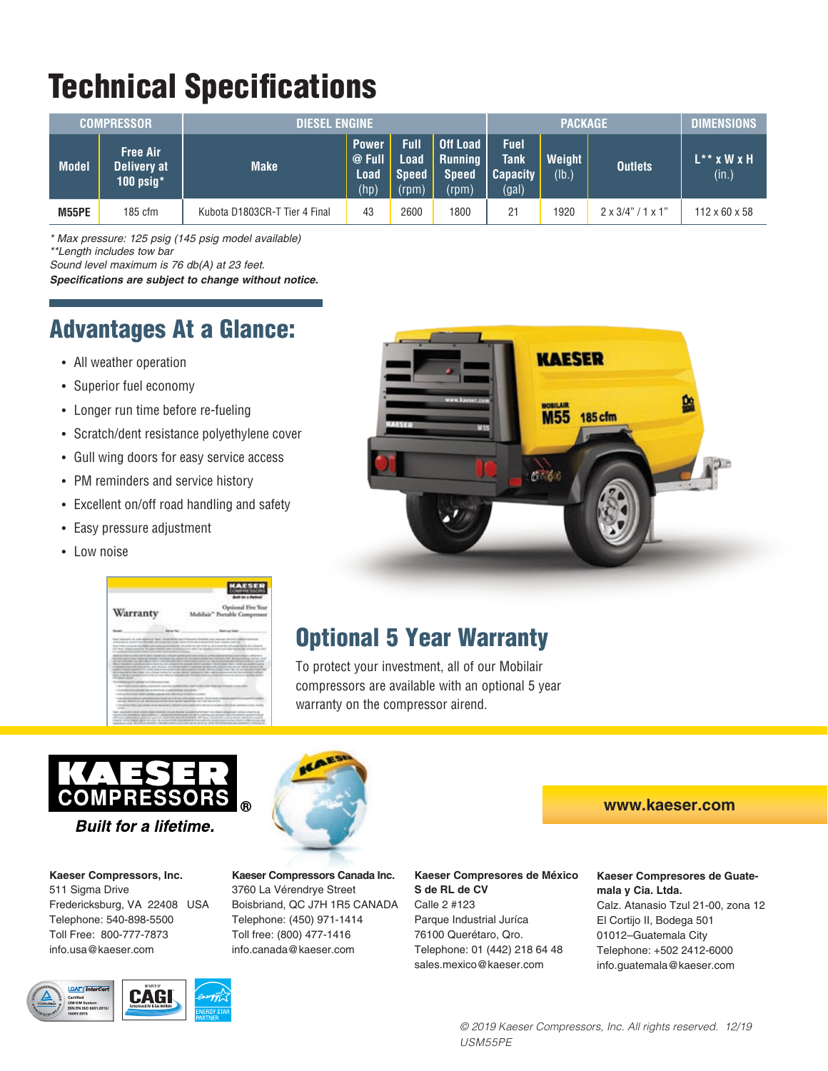# Technical Specifications

| COMPRESSOR | | DIESEL ENGINE | | | | PACKAGE | | | DIMENSIONS |
|---|---|---|---|---|---|---|---|---|---|
| Model | Free Air Delivery at 100 psig* | Make | Power @ Full Load (hp) | Full Load Speed (rpm) | Off Load Running Speed (rpm) | Fuel Tank Capacity (gal) | Weight (lb.) | Outlets | L** x W x H (in.) |
| **M55PE** | 185 cfm | Kubota D1803CR-T Tier 4 Final | 43 | 2600 | 1800 | 21 | 1920 | 2 x 3/4" / 1 x 1" | 112 x 60 x 58 |

*\* Max pressure: 125 psig (145 psig model available)*
*\*\*Length includes tow bar*
*Sound level maximum is 76 db(A) at 23 feet.*
***Specifications are subject to change without notice.***

## Advantages At a Glance:

- All weather operation
- Superior fuel economy
- Longer run time before re-fueling
- Scratch/dent resistance polyethylene cover
- Gull wing doors for easy service access
- PM reminders and service history
- Excellent on/off road handling and safety
- Easy pressure adjustment
- Low noise

## Optional 5 Year Warranty

To protect your investment, all of our Mobilair compressors are available with an optional 5 year warranty on the compressor airend.

KAESER COMPRESSORS®

***Built for a lifetime.***

**www.kaeser.com**

**Kaeser Compressors, Inc.**
511 Sigma Drive
Fredericksburg, VA 22408 USA
Telephone: 540-898-5500
Toll Free: 800-777-7873
info.usa@kaeser.com

**Kaeser Compressors Canada Inc.**
3760 La Vérendrye Street
Boisbriand, QC J7H 1R5 CANADA
Telephone: (450) 971-1414
Toll free: (800) 477-1416
info.canada@kaeser.com

**Kaeser Compresores de México S de RL de CV**
Calle 2 #123
Parque Industrial Juríca
76100 Querétaro, Qro.
Telephone: 01 (442) 218 64 48
sales.mexico@kaeser.com

**Kaeser Compresores de Guatemala y Cia. Ltda.**
Calz. Atanasio Tzul 21-00, zona 12
El Cortijo II, Bodega 501
01012–Guatemala City
Telephone: +502 2412-6000
info.guatemala@kaeser.com

*© 2019 Kaeser Compressors, Inc. All rights reserved. 12/19*
*USM55PE*